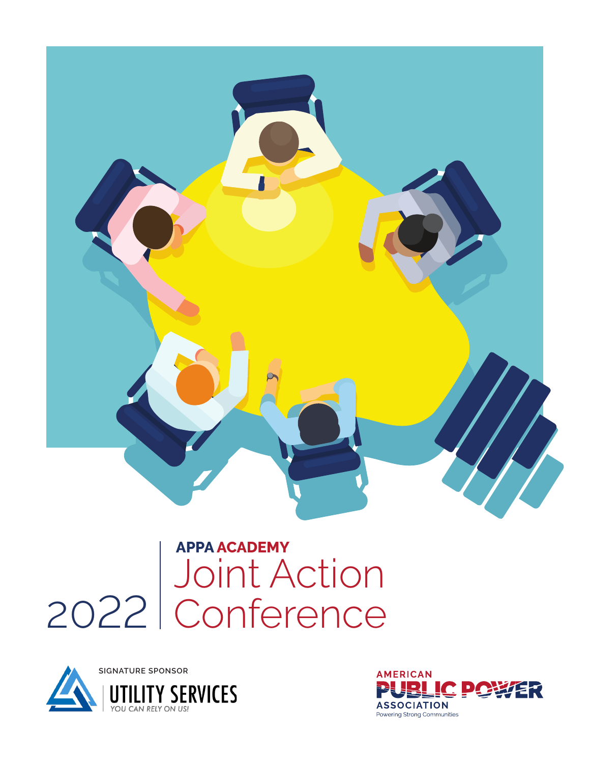# APPA ACADEMY

# 2022 Joint Action Conference

SIGNATURE SPONSOR

UTILITY SERVICES

*YOU CAN RELY ON US!*

AMERICAN PUBLIC POWER ASSOCIATION

Powering Strong Communities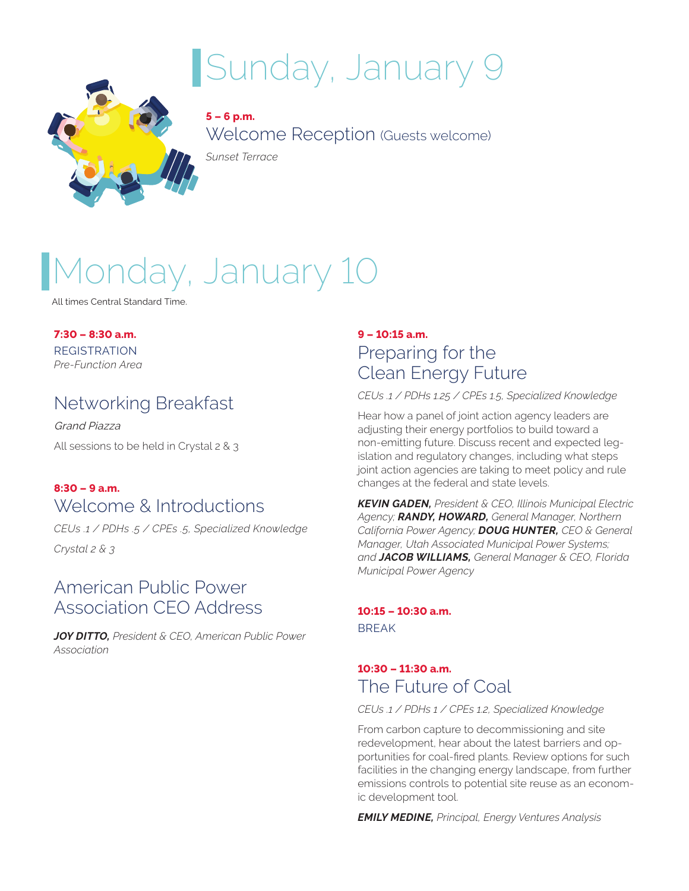# Sunday, January 9

**5 – 6 p.m.**

## Welcome Reception (Guests welcome)

*Sunset Terrace*

# Monday, January 10

All times Central Standard Time.

**7:30 – 8:30 a.m.**

REGISTRATION

*Pre-Function Area*

## Networking Breakfast

*Grand Piazza*

All sessions to be held in Crystal 2 & 3

**8:30 – 9 a.m.**

## Welcome & Introductions

*CEUs .1 / PDHs .5 / CPEs .5, Specialized Knowledge*

*Crystal 2 & 3*

## American Public Power Association CEO Address

***JOY DITTO,*** *President & CEO, American Public Power Association*

**9 – 10:15 a.m.**

## Preparing for the Clean Energy Future

*CEUs .1 / PDHs 1.25 / CPEs 1.5, Specialized Knowledge*

Hear how a panel of joint action agency leaders are adjusting their energy portfolios to build toward a non-emitting future. Discuss recent and expected legislation and regulatory changes, including what steps joint action agencies are taking to meet policy and rule changes at the federal and state levels.

***KEVIN GADEN,*** *President & CEO, Illinois Municipal Electric Agency;* ***RANDY, HOWARD,*** *General Manager, Northern California Power Agency;* ***DOUG HUNTER,*** *CEO & General Manager, Utah Associated Municipal Power Systems; and* ***JACOB WILLIAMS,*** *General Manager & CEO, Florida Municipal Power Agency*

**10:15 – 10:30 a.m.**

BREAK

**10:30 – 11:30 a.m.**

## The Future of Coal

*CEUs .1 / PDHs 1 / CPEs 1.2, Specialized Knowledge*

From carbon capture to decommissioning and site redevelopment, hear about the latest barriers and opportunities for coal-fired plants. Review options for such facilities in the changing energy landscape, from further emissions controls to potential site reuse as an economic development tool.

***EMILY MEDINE,*** *Principal, Energy Ventures Analysis*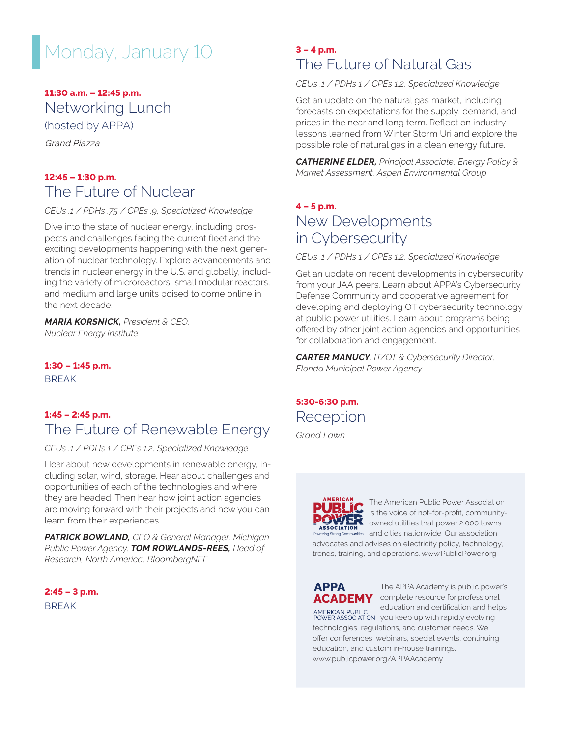# Monday, January 10

**11:30 a.m. – 12:45 p.m.**

## Networking Lunch

(hosted by APPA)

*Grand Piazza*

**12:45 – 1:30 p.m.**

## The Future of Nuclear

*CEUs .1 / PDHs .75 / CPEs .9, Specialized Knowledge*

Dive into the state of nuclear energy, including prospects and challenges facing the current fleet and the exciting developments happening with the next generation of nuclear technology. Explore advancements and trends in nuclear energy in the U.S. and globally, including the variety of microreactors, small modular reactors, and medium and large units poised to come online in the next decade.

***MARIA KORSNICK,*** *President & CEO, Nuclear Energy Institute*

**1:30 – 1:45 p.m.**

BREAK

**1:45 – 2:45 p.m.**

## The Future of Renewable Energy

*CEUs .1 / PDHs 1 / CPEs 1.2, Specialized Knowledge*

Hear about new developments in renewable energy, including solar, wind, storage. Hear about challenges and opportunities of each of the technologies and where they are headed. Then hear how joint action agencies are moving forward with their projects and how you can learn from their experiences.

***PATRICK BOWLAND,*** *CEO & General Manager, Michigan Public Power Agency;* ***TOM ROWLANDS-REES,*** *Head of Research, North America, BloombergNEF*

**2:45 – 3 p.m.**

BREAK

**3 – 4 p.m.**

## The Future of Natural Gas

*CEUs .1 / PDHs 1 / CPEs 1.2, Specialized Knowledge*

Get an update on the natural gas market, including forecasts on expectations for the supply, demand, and prices in the near and long term. Reflect on industry lessons learned from Winter Storm Uri and explore the possible role of natural gas in a clean energy future.

***CATHERINE ELDER,*** *Principal Associate, Energy Policy & Market Assessment, Aspen Environmental Group*

**4 – 5 p.m.**

## New Developments in Cybersecurity

*CEUs .1 / PDHs 1 / CPEs 1.2, Specialized Knowledge*

Get an update on recent developments in cybersecurity from your JAA peers. Learn about APPA's Cybersecurity Defense Community and cooperative agreement for developing and deploying OT cybersecurity technology at public power utilities. Learn about programs being offered by other joint action agencies and opportunities for collaboration and engagement.

***CARTER MANUCY,*** *IT/OT & Cybersecurity Director, Florida Municipal Power Agency*

**5:30-6:30 p.m.**

## Reception

*Grand Lawn*

The American Public Power Association is the voice of not-for-profit, community-owned utilities that power 2,000 towns and cities nationwide. Our association advocates and advises on electricity policy, technology, trends, training, and operations. www.PublicPower.org

The APPA Academy is public power's complete resource for professional education and certification and helps you keep up with rapidly evolving technologies, regulations, and customer needs. We offer conferences, webinars, special events, continuing education, and custom in-house trainings. www.publicpower.org/APPAAcademy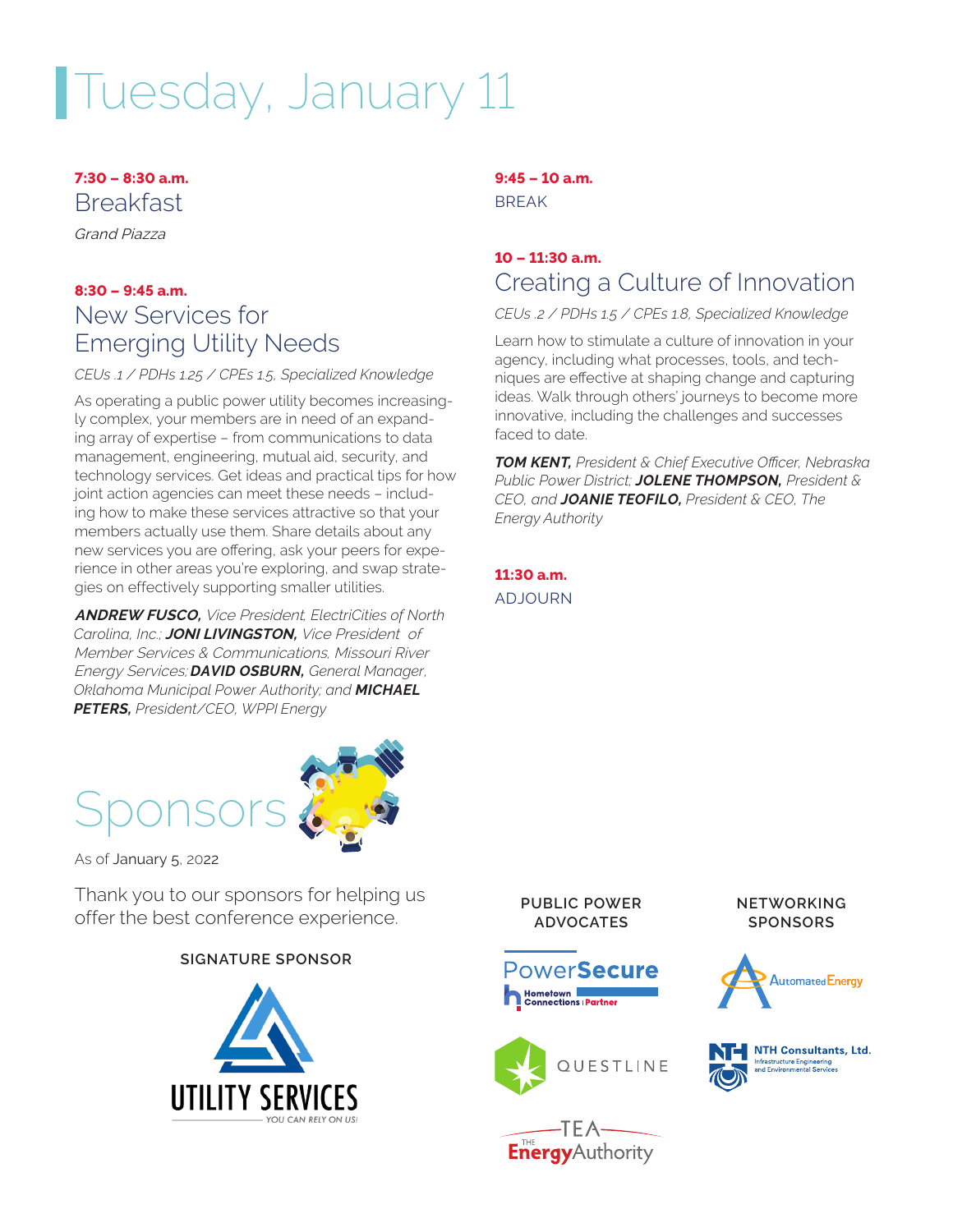# Tuesday, January 11

**7:30 – 8:30 a.m.**

## Breakfast

*Grand Piazza*

**8:30 – 9:45 a.m.**

## New Services for Emerging Utility Needs

*CEUs .1 / PDHs 1.25 / CPEs 1.5, Specialized Knowledge*

As operating a public power utility becomes increasingly complex, your members are in need of an expanding array of expertise – from communications to data management, engineering, mutual aid, security, and technology services. Get ideas and practical tips for how joint action agencies can meet these needs – including how to make these services attractive so that your members actually use them. Share details about any new services you are offering, ask your peers for experience in other areas you're exploring, and swap strategies on effectively supporting smaller utilities.

***ANDREW FUSCO,*** *Vice President, ElectriCities of North Carolina, Inc.;* ***JONI LIVINGSTON,*** *Vice President of Member Services & Communications, Missouri River Energy Services;* ***DAVID OSBURN,*** *General Manager, Oklahoma Municipal Power Authority; and* ***MICHAEL PETERS,*** *President/CEO, WPPI Energy*

**9:45 – 10 a.m.**

BREAK

**10 – 11:30 a.m.**

## Creating a Culture of Innovation

*CEUs .2 / PDHs 1.5 / CPEs 1.8, Specialized Knowledge*

Learn how to stimulate a culture of innovation in your agency, including what processes, tools, and techniques are effective at shaping change and capturing ideas. Walk through others' journeys to become more innovative, including the challenges and successes faced to date.

***TOM KENT,*** *President & Chief Executive Officer, Nebraska Public Power District;* ***JOLENE THOMPSON,*** *President & CEO, and* ***JOANIE TEOFILO,*** *President & CEO, The Energy Authority*

**11:30 a.m.**

ADJOURN

# Sponsors

As of January 5, 2022

Thank you to our sponsors for helping us offer the best conference experience.

**SIGNATURE SPONSOR**

UTILITY SERVICES
YOU CAN RELY ON US!

**PUBLIC POWER ADVOCATES**

PowerSecure – Hometown Connections Partner

QUESTLINE

TEA – The Energy Authority

**NETWORKING SPONSORS**

Automated Energy

NTH Consultants, Ltd. – Infrastructure Engineering and Environmental Services